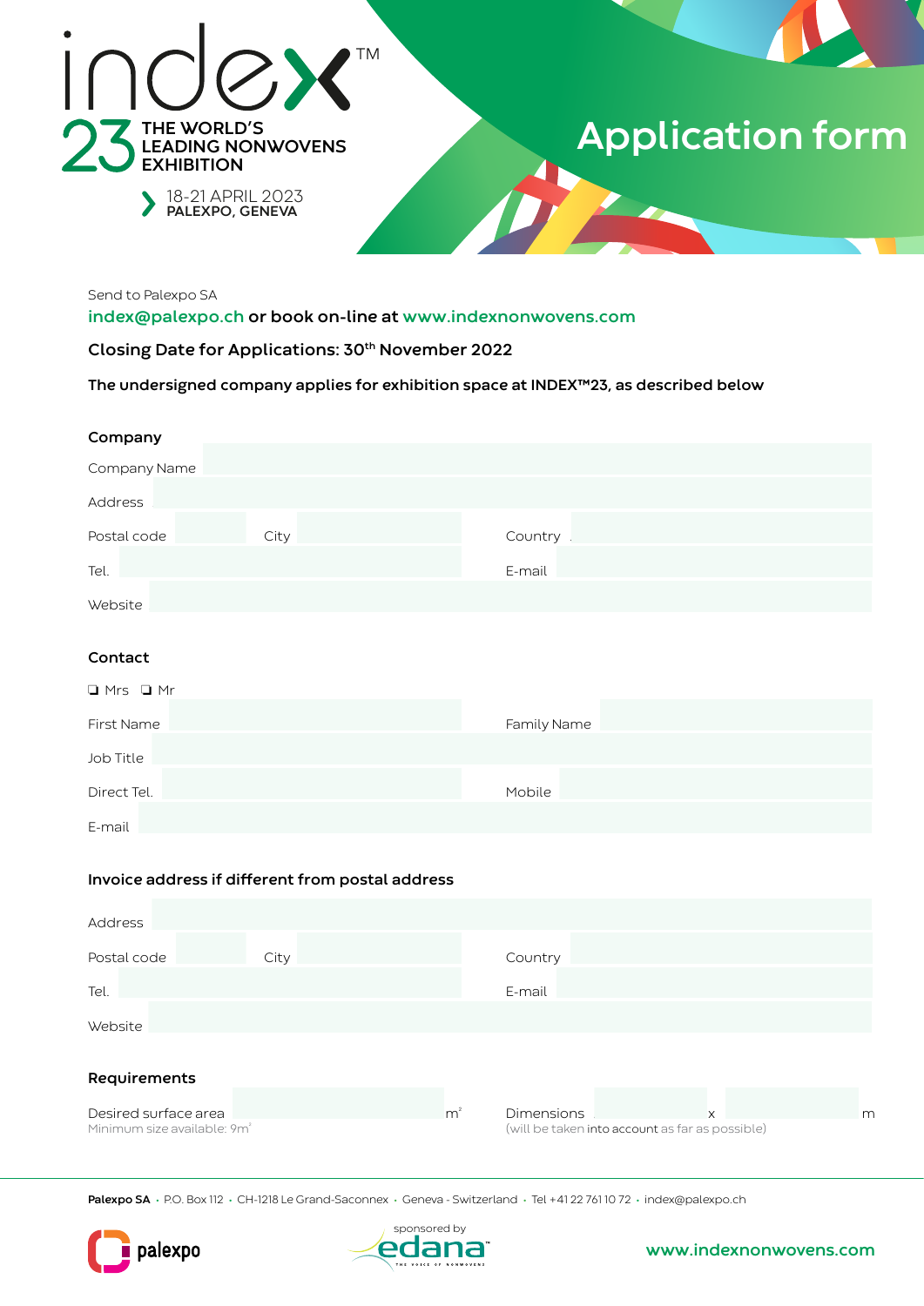# index™ 23

THE WORLD'S LEADING NONWOVENS EXHIBITION

18-21 APRIL 2023
PALEXPO, GENEVA

# Application form

Send to Palexpo SA
index@palexpo.ch or book on-line at www.indexnonwovens.com

**Closing Date for Applications: 30th November 2022**

**The undersigned company applies for exhibition space at INDEX™23, as described below**

## Company

Company Name

Address

Postal code        City        Country

Tel.        E-mail

Website

## Contact

❏ Mrs  ❏ Mr

First Name        Family Name

Job Title

Direct Tel.        Mobile

E-mail

## Invoice address if different from postal address

Address

Postal code        City        Country

Tel.        E-mail

Website

## Requirements

Desired surface area        $m^2$
Minimum size available: $9m^2$

Dimensions        x        m
(will be taken into account as far as possible)

**Palexpo SA** · P.O. Box 112 · CH-1218 Le Grand-Saconnex · Geneva - Switzerland · Tel +41 22 761 10 72 · index@palexpo.ch

palexpo    sponsored by edana    www.indexnonwovens.com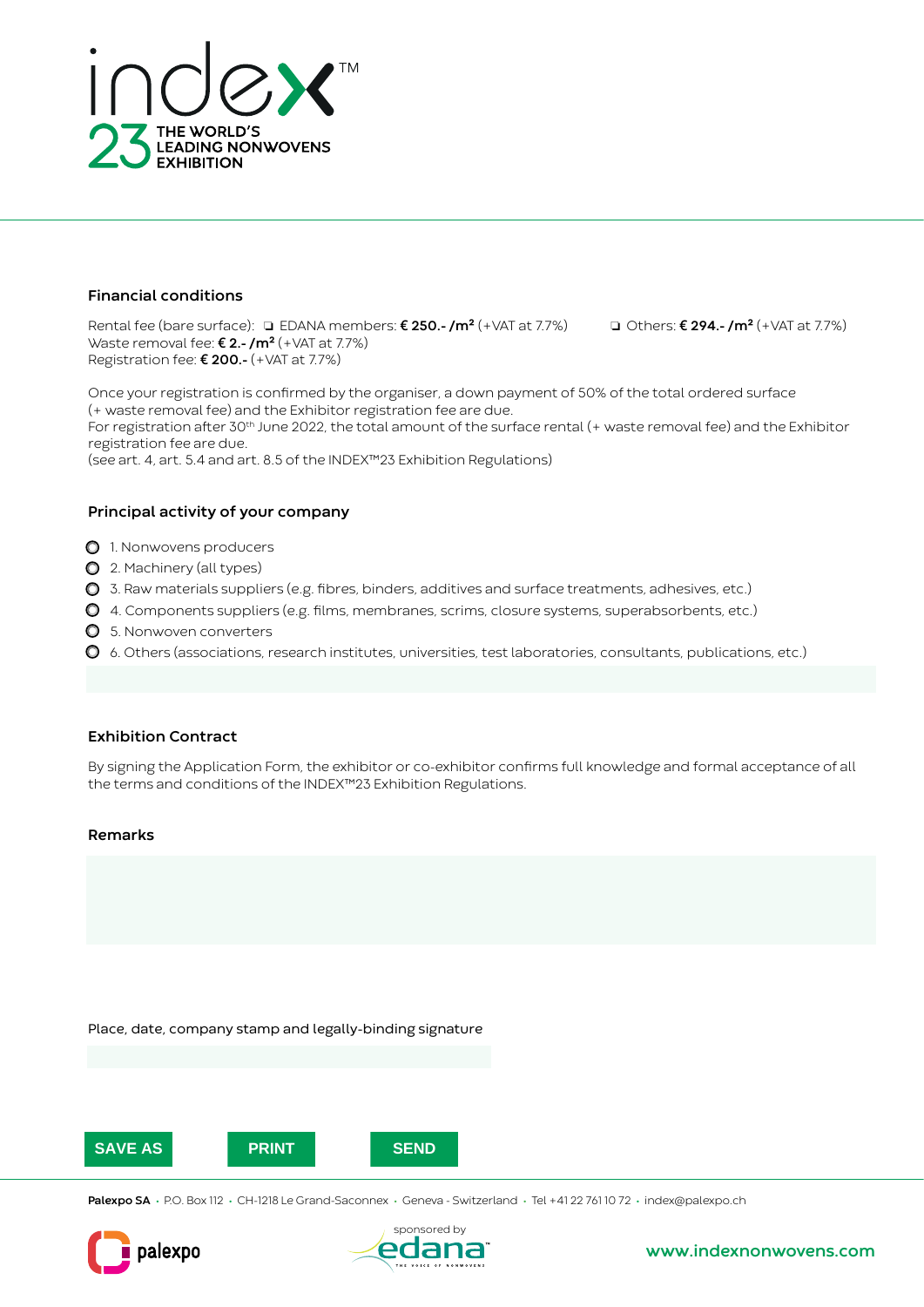index™

23 THE WORLD'S LEADING NONWOVENS EXHIBITION

## Financial conditions

Rental fee (bare surface): ❑ EDANA members: **€ 250.- /m²** (+VAT at 7.7%) ❑ Others: **€ 294.- /m²** (+VAT at 7.7%)
Waste removal fee: **€ 2.- /m²** (+VAT at 7.7%)
Registration fee: **€ 200.-** (+VAT at 7.7%)

Once your registration is confirmed by the organiser, a down payment of 50% of the total ordered surface (+ waste removal fee) and the Exhibitor registration fee are due.
For registration after 30th June 2022, the total amount of the surface rental (+ waste removal fee) and the Exhibitor registration fee are due.
(see art. 4, art. 5.4 and art. 8.5 of the INDEX™23 Exhibition Regulations)

## Principal activity of your company

- 1. Nonwovens producers
- 2. Machinery (all types)
- 3. Raw materials suppliers (e.g. fibres, binders, additives and surface treatments, adhesives, etc.)
- 4. Components suppliers (e.g. films, membranes, scrims, closure systems, superabsorbents, etc.)
- 5. Nonwoven converters
- 6. Others (associations, research institutes, universities, test laboratories, consultants, publications, etc.)

## Exhibition Contract

By signing the Application Form, the exhibitor or co-exhibitor confirms full knowledge and formal acceptance of all the terms and conditions of the INDEX™23 Exhibition Regulations.

## Remarks

Place, date, company stamp and legally-binding signature

SAVE AS PRINT SEND

**Palexpo SA** · P.O. Box 112 · CH-1218 Le Grand-Saconnex · Geneva - Switzerland · Tel +41 22 761 10 72 · index@palexpo.ch

palexpo sponsored by edana THE VOICE OF NONWOVENS www.indexnonwovens.com